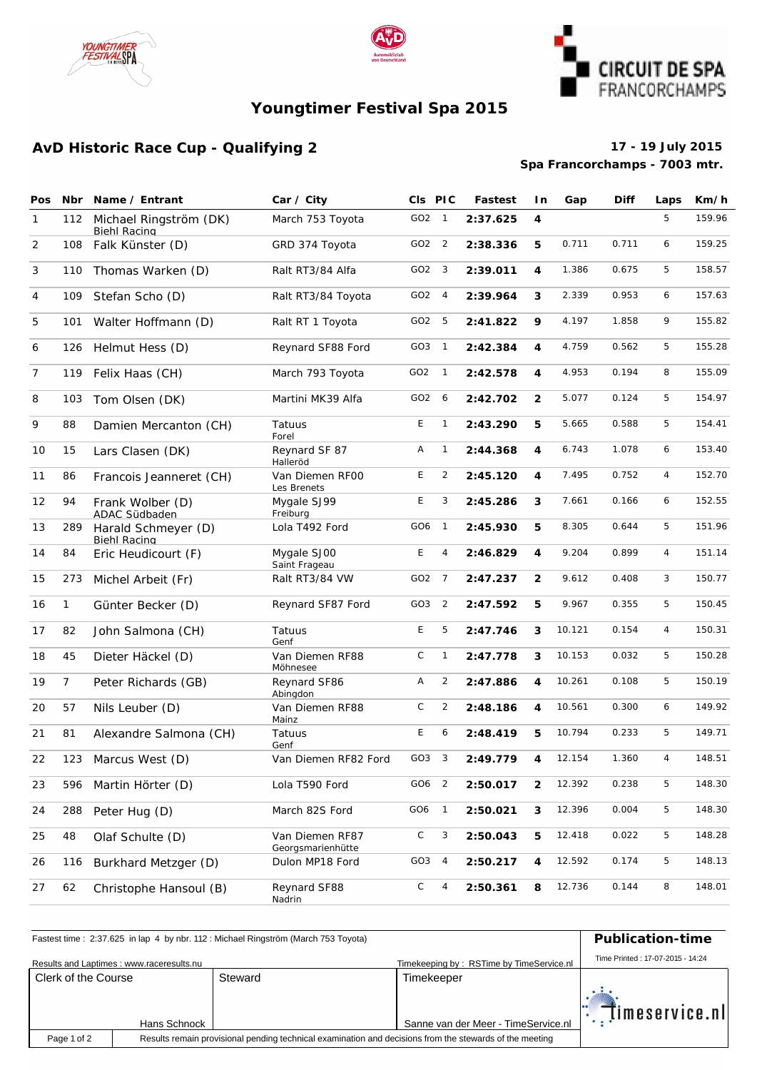# Youngtimer Festival Spa 2015

## AvD Historic Race Cup - Qualifying 2

**17 - 19 July 2015**
**Spa Francorchamps - 7003 mtr.**

| Pos | Nbr | Name / Entrant | Car / City | Cls | PIC | Fastest | In | Gap | Diff | Laps | Km/h |
|---|---|---|---|---|---|---|---|---|---|---|---|
| 1 | 112 | Michael Ringström (DK) Biehl Racing | March 753 Toyota | GO2 | 1 | **2:37.625** | **4** | | | 5 | 159.96 |
| 2 | 108 | Falk Künster (D) | GRD 374 Toyota | GO2 | 2 | **2:38.336** | **5** | 0.711 | 0.711 | 6 | 159.25 |
| 3 | 110 | Thomas Warken (D) | Ralt RT3/84 Alfa | GO2 | 3 | **2:39.011** | **4** | 1.386 | 0.675 | 5 | 158.57 |
| 4 | 109 | Stefan Scho (D) | Ralt RT3/84 Toyota | GO2 | 4 | **2:39.964** | **3** | 2.339 | 0.953 | 6 | 157.63 |
| 5 | 101 | Walter Hoffmann (D) | Ralt RT 1 Toyota | GO2 | 5 | **2:41.822** | **9** | 4.197 | 1.858 | 9 | 155.82 |
| 6 | 126 | Helmut Hess (D) | Reynard SF88 Ford | GO3 | 1 | **2:42.384** | **4** | 4.759 | 0.562 | 5 | 155.28 |
| 7 | 119 | Felix Haas (CH) | March 793 Toyota | GO2 | 1 | **2:42.578** | **4** | 4.953 | 0.194 | 8 | 155.09 |
| 8 | 103 | Tom Olsen (DK) | Martini MK39 Alfa | GO2 | 6 | **2:42.702** | **2** | 5.077 | 0.124 | 5 | 154.97 |
| 9 | 88 | Damien Mercanton (CH) | Tatuus Forel | E | 1 | **2:43.290** | **5** | 5.665 | 0.588 | 5 | 154.41 |
| 10 | 15 | Lars Clasen (DK) | Reynard SF 87 Halleröd | A | 1 | **2:44.368** | **4** | 6.743 | 1.078 | 6 | 153.40 |
| 11 | 86 | Francois Jeanneret (CH) | Van Diemen RF00 Les Brenets | E | 2 | **2:45.120** | **4** | 7.495 | 0.752 | 4 | 152.70 |
| 12 | 94 | Frank Wolber (D) ADAC Südbaden | Mygale SJ99 Freiburg | E | 3 | **2:45.286** | **3** | 7.661 | 0.166 | 6 | 152.55 |
| 13 | 289 | Harald Schmeyer (D) Biehl Racing | Lola T492 Ford | GO6 | 1 | **2:45.930** | **5** | 8.305 | 0.644 | 5 | 151.96 |
| 14 | 84 | Eric Heudicourt (F) | Mygale SJ00 Saint Frageau | E | 4 | **2:46.829** | **4** | 9.204 | 0.899 | 4 | 151.14 |
| 15 | 273 | Michel Arbeit (Fr) | Ralt RT3/84 VW | GO2 | 7 | **2:47.237** | **2** | 9.612 | 0.408 | 3 | 150.77 |
| 16 | 1 | Günter Becker (D) | Reynard SF87 Ford | GO3 | 2 | **2:47.592** | **5** | 9.967 | 0.355 | 5 | 150.45 |
| 17 | 82 | John Salmona (CH) | Tatuus Genf | E | 5 | **2:47.746** | **3** | 10.121 | 0.154 | 4 | 150.31 |
| 18 | 45 | Dieter Häckel (D) | Van Diemen RF88 Möhnesee | C | 1 | **2:47.778** | **3** | 10.153 | 0.032 | 5 | 150.28 |
| 19 | 7 | Peter Richards (GB) | Reynard SF86 Abingdon | A | 2 | **2:47.886** | **4** | 10.261 | 0.108 | 5 | 150.19 |
| 20 | 57 | Nils Leuber (D) | Van Diemen RF88 Mainz | C | 2 | **2:48.186** | **4** | 10.561 | 0.300 | 6 | 149.92 |
| 21 | 81 | Alexandre Salmona (CH) | Tatuus Genf | E | 6 | **2:48.419** | **5** | 10.794 | 0.233 | 5 | 149.71 |
| 22 | 123 | Marcus West (D) | Van Diemen RF82 Ford | GO3 | 3 | **2:49.779** | **4** | 12.154 | 1.360 | 4 | 148.51 |
| 23 | 596 | Martin Hörter (D) | Lola T590 Ford | GO6 | 2 | **2:50.017** | **2** | 12.392 | 0.238 | 5 | 148.30 |
| 24 | 288 | Peter Hug (D) | March 82S Ford | GO6 | 1 | **2:50.021** | **3** | 12.396 | 0.004 | 5 | 148.30 |
| 25 | 48 | Olaf Schulte (D) | Van Diemen RF87 Georgsmarienhütte | C | 3 | **2:50.043** | **5** | 12.418 | 0.022 | 5 | 148.28 |
| 26 | 116 | Burkhard Metzger (D) | Dulon MP18 Ford | GO3 | 4 | **2:50.217** | **4** | 12.592 | 0.174 | 5 | 148.13 |
| 27 | 62 | Christophe Hansoul (B) | Reynard SF88 Nadrin | C | 4 | **2:50.361** | **8** | 12.736 | 0.144 | 8 | 148.01 |

Fastest time : 2:37.625 in lap 4 by nbr. 112 : Michael Ringström (March 753 Toyota)

**Publication-time**

Time Printed : 17-07-2015 - 14:24

Results and Laptimes : www.raceresults.nu

Timekeeping by : RSTime by TimeService.nl

| Clerk of the Course | Steward | Timekeeper |
|---|---|---|
| Hans Schnock | | Sanne van der Meer - TimeService.nl |

Results remain provisional pending technical examination and decisions from the stewards of the meeting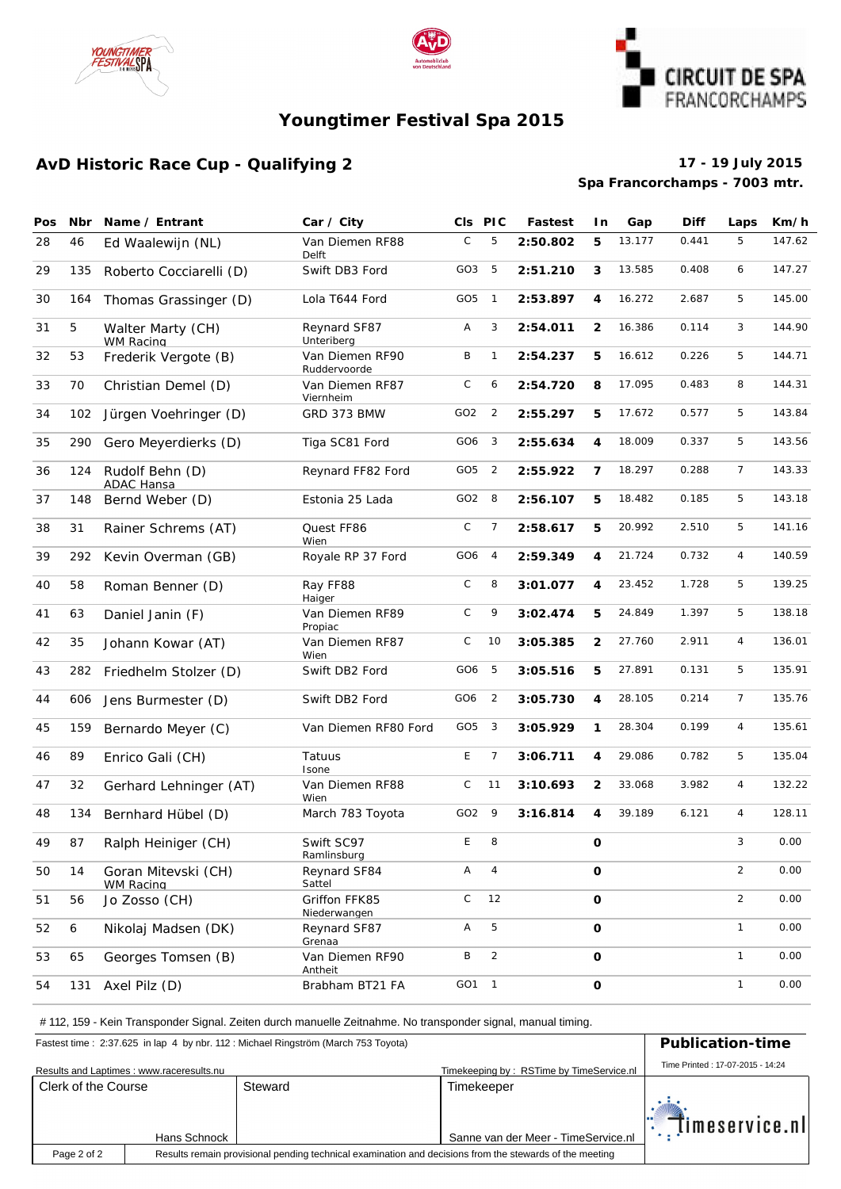# Youngtimer Festival Spa 2015

## AvD Historic Race Cup - Qualifying 2

**17 - 19 July 2015**
**Spa Francorchamps - 7003 mtr.**

| Pos | Nbr | Name / Entrant | Car / City | Cls | PIC | Fastest | In | Gap | Diff | Laps | Km/h |
|---|---|---|---|---|---|---|---|---|---|---|---|
| 28 | 46 | Ed Waalewijn (NL) | Van Diemen RF88 Delft | C | 5 | **2:50.802** | **5** | 13.177 | 0.441 | 5 | 147.62 |
| 29 | 135 | Roberto Cocciarelli (D) | Swift DB3 Ford | GO3 | 5 | **2:51.210** | **3** | 13.585 | 0.408 | 6 | 147.27 |
| 30 | 164 | Thomas Grassinger (D) | Lola T644 Ford | GO5 | 1 | **2:53.897** | **4** | 16.272 | 2.687 | 5 | 145.00 |
| 31 | 5 | Walter Marty (CH) WM Racing | Reynard SF87 Unteriberg | A | 3 | **2:54.011** | **2** | 16.386 | 0.114 | 3 | 144.90 |
| 32 | 53 | Frederik Vergote (B) | Van Diemen RF90 Ruddervoorde | B | 1 | **2:54.237** | **5** | 16.612 | 0.226 | 5 | 144.71 |
| 33 | 70 | Christian Demel (D) | Van Diemen RF87 Viernheim | C | 6 | **2:54.720** | **8** | 17.095 | 0.483 | 8 | 144.31 |
| 34 | 102 | Jürgen Voehringer (D) | GRD 373 BMW | GO2 | 2 | **2:55.297** | **5** | 17.672 | 0.577 | 5 | 143.84 |
| 35 | 290 | Gero Meyerdierks (D) | Tiga SC81 Ford | GO6 | 3 | **2:55.634** | **4** | 18.009 | 0.337 | 5 | 143.56 |
| 36 | 124 | Rudolf Behn (D) ADAC Hansa | Reynard FF82 Ford | GO5 | 2 | **2:55.922** | **7** | 18.297 | 0.288 | 7 | 143.33 |
| 37 | 148 | Bernd Weber (D) | Estonia 25 Lada | GO2 | 8 | **2:56.107** | **5** | 18.482 | 0.185 | 5 | 143.18 |
| 38 | 31 | Rainer Schrems (AT) | Quest FF86 Wien | C | 7 | **2:58.617** | **5** | 20.992 | 2.510 | 5 | 141.16 |
| 39 | 292 | Kevin Overman (GB) | Royale RP 37 Ford | GO6 | 4 | **2:59.349** | **4** | 21.724 | 0.732 | 4 | 140.59 |
| 40 | 58 | Roman Benner (D) | Ray FF88 Haiger | C | 8 | **3:01.077** | **4** | 23.452 | 1.728 | 5 | 139.25 |
| 41 | 63 | Daniel Janin (F) | Van Diemen RF89 Propiac | C | 9 | **3:02.474** | **5** | 24.849 | 1.397 | 5 | 138.18 |
| 42 | 35 | Johann Kowar (AT) | Van Diemen RF87 Wien | C | 10 | **3:05.385** | **2** | 27.760 | 2.911 | 4 | 136.01 |
| 43 | 282 | Friedhelm Stolzer (D) | Swift DB2 Ford | GO6 | 5 | **3:05.516** | **5** | 27.891 | 0.131 | 5 | 135.91 |
| 44 | 606 | Jens Burmester (D) | Swift DB2 Ford | GO6 | 2 | **3:05.730** | **4** | 28.105 | 0.214 | 7 | 135.76 |
| 45 | 159 | Bernardo Meyer (C) | Van Diemen RF80 Ford | GO5 | 3 | **3:05.929** | **1** | 28.304 | 0.199 | 4 | 135.61 |
| 46 | 89 | Enrico Gali (CH) | Tatuus Isone | E | 7 | **3:06.711** | **4** | 29.086 | 0.782 | 5 | 135.04 |
| 47 | 32 | Gerhard Lehninger (AT) | Van Diemen RF88 Wien | C | 11 | **3:10.693** | **2** | 33.068 | 3.982 | 4 | 132.22 |
| 48 | 134 | Bernhard Hübel (D) | March 783 Toyota | GO2 | 9 | **3:16.814** | **4** | 39.189 | 6.121 | 4 | 128.11 |
| 49 | 87 | Ralph Heiniger (CH) | Swift SC97 Ramlinsburg | E | 8 | | **0** | | | 3 | 0.00 |
| 50 | 14 | Goran Mitevski (CH) WM Racing | Reynard SF84 Sattel | A | 4 | | **0** | | | 2 | 0.00 |
| 51 | 56 | Jo Zosso (CH) | Griffon FFK85 Niederwangen | C | 12 | | **0** | | | 2 | 0.00 |
| 52 | 6 | Nikolaj Madsen (DK) | Reynard SF87 Grenaa | A | 5 | | **0** | | | 1 | 0.00 |
| 53 | 65 | Georges Tomsen (B) | Van Diemen RF90 Antheit | B | 2 | | **0** | | | 1 | 0.00 |
| 54 | 131 | Axel Pilz (D) | Brabham BT21 FA | GO1 | 1 | | **0** | | | 1 | 0.00 |

# 112, 159 - Kein Transponder Signal. Zeiten durch manuelle Zeitnahme. No transponder signal, manual timing.

Fastest time : 2:37.625 in lap 4 by nbr. 112 : Michael Ringström (March 753 Toyota)

**Publication-time**

Time Printed : 17-07-2015 - 14:24

Results and Laptimes : www.raceresults.nu

Timekeeping by : RSTime by TimeService.nl

| Clerk of the Course | Steward | Timekeeper |
|---|---|---|
| Hans Schnock | | Sanne van der Meer - TimeService.nl |

timeservice.nl

Results remain provisional pending technical examination and decisions from the stewards of the meeting